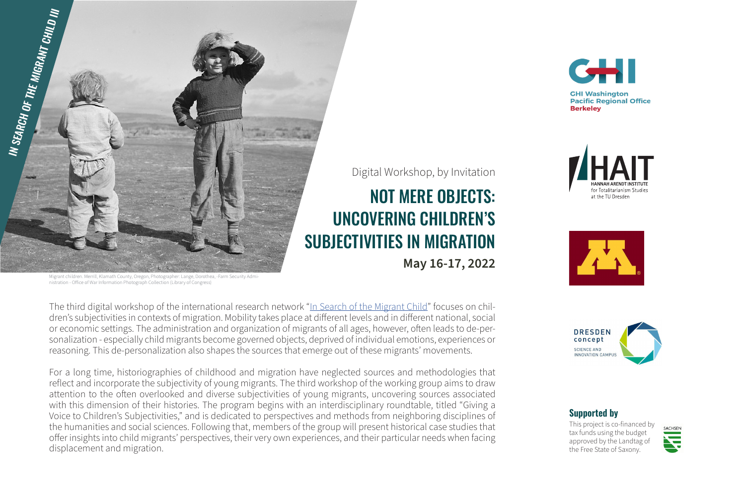*IN SEARCH OF THE MIGRANT CHILD III*

Migrant children. Merrill, Klamath County, Oregon, Photographer: Lange, Dorothea, -Farm Security Administration - Office of War Information Photograph Collection (Library of Congress)

Digital Workshop, by Invitation

# NOT MERE OBJECTS: UNCOVERING CHILDREN'S SUBJECTIVITIES IN MIGRATION

**May 16-17, 2022**

The third digital workshop of the international research network "In Search of the Migrant Child" focuses on children's subjectivities in contexts of migration. Mobility takes place at different levels and in different national, social or economic settings. The administration and organization of migrants of all ages, however, often leads to de-personalization - especially child migrants become governed objects, deprived of individual emotions, experiences or reasoning. This de-personalization also shapes the sources that emerge out of these migrants' movements.

For a long time, historiographies of childhood and migration have neglected sources and methodologies that reflect and incorporate the subjectivity of young migrants. The third workshop of the working group aims to draw attention to the often overlooked and diverse subjectivities of young migrants, uncovering sources associated with this dimension of their histories. The program begins with an interdisciplinary roundtable, titled "Giving a Voice to Children's Subjectivities," and is dedicated to perspectives and methods from neighboring disciplines of the humanities and social sciences. Following that, members of the group will present historical case studies that offer insights into child migrants' perspectives, their very own experiences, and their particular needs when facing displacement and migration.

GHI Washington
Pacific Regional Office
Berkeley

HAIT
HANNAH ARENDT INSTITUTE
for Totalitarianism Studies
at the TU Dresden

DRESDEN concept
SCIENCE AND INNOVATION CAMPUS

## Supported by

This project is co-financed by tax funds using the budget approved by the Landtag of the Free State of Saxony.

SACHSEN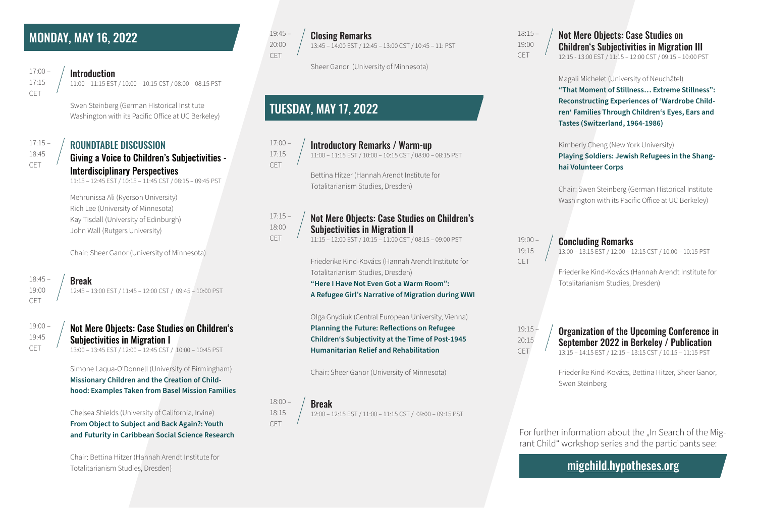## MONDAY, MAY 16, 2022

17:00 – 17:15 CET

### Introduction

11:00 – 11:15 EST / 10:00 – 10:15 CST / 08:00 – 08:15 PST

Swen Steinberg (German Historical Institute Washington with its Pacific Office at UC Berkeley)

17:15 – 18:45 CET

### ROUNDTABLE DISCUSSION

### Giving a Voice to Children's Subjectivities - Interdisciplinary Perspectives

11:15 – 12:45 EST / 10:15 – 11:45 CST / 08:15 – 09:45 PST

Mehrunissa Ali (Ryerson University)
Rich Lee (University of Minnesota)
Kay Tisdall (University of Edinburgh)
John Wall (Rutgers University)

Chair: Sheer Ganor (University of Minnesota)

18:45 – 19:00 CET

### Break

12:45 – 13:00 EST / 11:45 – 12:00 CST / 09:45 – 10:00 PST

19:00 – 19:45 CET

### Not Mere Objects: Case Studies on Children's Subjectivities in Migration I

13:00 – 13:45 EST / 12:00 – 12:45 CST / 10:00 – 10:45 PST

Simone Laqua-O'Donnell (University of Birmingham)
**Missionary Children and the Creation of Childhood: Examples Taken from Basel Mission Families**

Chelsea Shields (University of California, Irvine)
**From Object to Subject and Back Again?: Youth and Futurity in Caribbean Social Science Research**

Chair: Bettina Hitzer (Hannah Arendt Institute for Totalitarianism Studies, Dresden)

19:45 – 20:00 CET

### Closing Remarks

13:45 – 14:00 EST / 12:45 – 13:00 CST / 10:45 – 11: PST

Sheer Ganor (University of Minnesota)

## TUESDAY, MAY 17, 2022

17:00 – 17:15 CET

### Introductory Remarks / Warm-up

11:00 – 11:15 EST / 10:00 – 10:15 CST / 08:00 – 08:15 PST

Bettina Hitzer (Hannah Arendt Institute for Totalitarianism Studies, Dresden)

17:15 – 18:00 CET

### Not Mere Objects: Case Studies on Children's Subjectivities in Migration II

11:15 – 12:00 EST / 10:15 – 11:00 CST / 08:15 – 09:00 PST

Friederike Kind-Kovács (Hannah Arendt Institute for Totalitarianism Studies, Dresden)
**"Here I Have Not Even Got a Warm Room": A Refugee Girl's Narrative of Migration during WWI**

Olga Gnydiuk (Central European University, Vienna)
**Planning the Future: Reflections on Refugee Children's Subjectivity at the Time of Post-1945 Humanitarian Relief and Rehabilitation**

Chair: Sheer Ganor (University of Minnesota)

18:00 – 18:15 CET

### Break

12:00 – 12:15 EST / 11:00 – 11:15 CST / 09:00 – 09:15 PST

18:15 – 19:00 CET

### Not Mere Objects: Case Studies on Children's Subjectivities in Migration III

12:15 - 13:00 EST / 11:15 – 12:00 CST / 09:15 – 10:00 PST

Magali Michelet (University of Neuchâtel)
**"That Moment of Stillness… Extreme Stillness": Reconstructing Experiences of 'Wardrobe Children' Families Through Children's Eyes, Ears and Tastes (Switzerland, 1964-1986)**

Kimberly Cheng (New York University)
**Playing Soldiers: Jewish Refugees in the Shanghai Volunteer Corps**

Chair: Swen Steinberg (German Historical Institute Washington with its Pacific Office at UC Berkeley)

19:00 – 19:15 CET

### Concluding Remarks

13:00 – 13:15 EST / 12:00 – 12:15 CST / 10:00 – 10:15 PST

Friederike Kind-Kovács (Hannah Arendt Institute for Totalitarianism Studies, Dresden)

19:15 – 20:15 CET

### Organization of the Upcoming Conference in September 2022 in Berkeley / Publication

13:15 – 14:15 EST / 12:15 – 13:15 CST / 10:15 – 11:15 PST

Friederike Kind-Kovács, Bettina Hitzer, Sheer Ganor, Swen Steinberg

For further information about the „In Search of the Migrant Child" workshop series and the participants see:

**migchild.hypotheses.org**